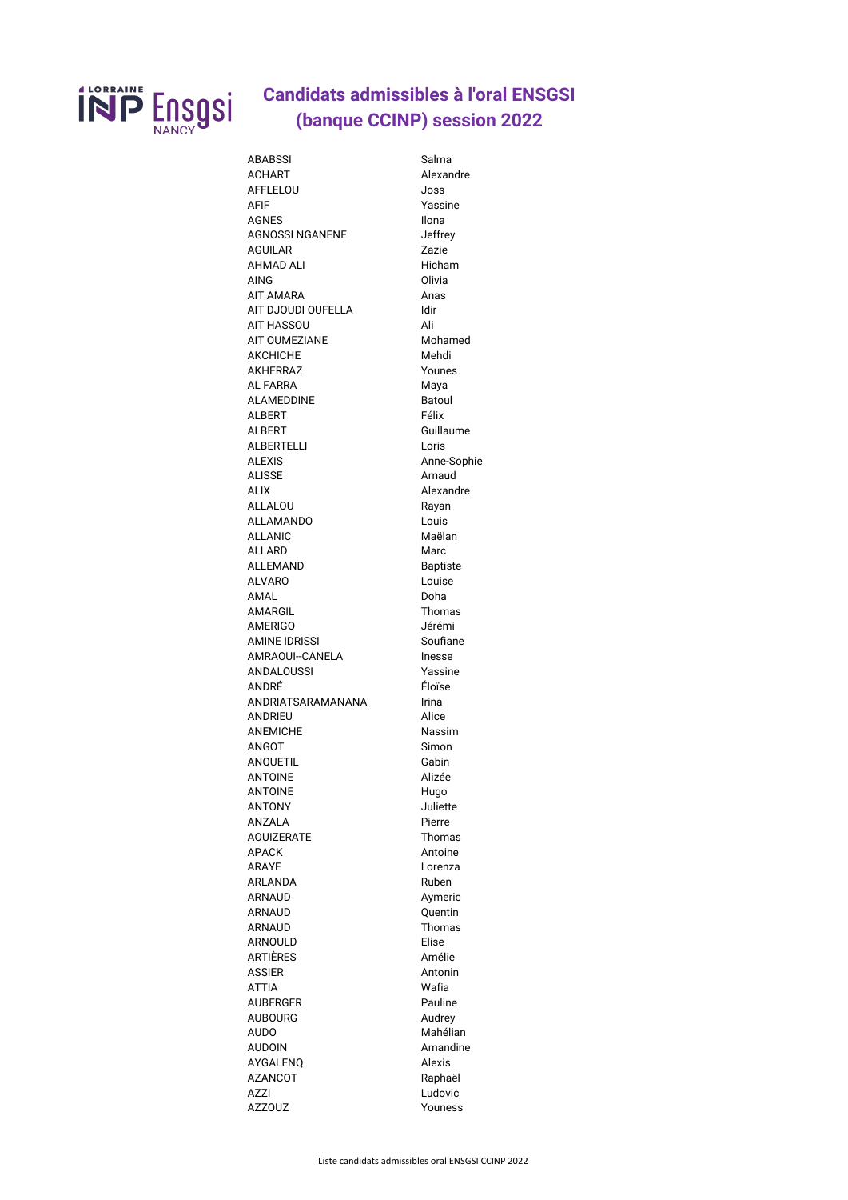# Candidats admissibles à l'oral ENSGSI (banque CCINP) session 2022

| | |
|---|---|
| ABABSSI | Salma |
| ACHART | Alexandre |
| AFFLELOU | Joss |
| AFIF | Yassine |
| AGNES | Ilona |
| AGNOSSI NGANENE | Jeffrey |
| AGUILAR | Zazie |
| AHMAD ALI | Hicham |
| AING | Olivia |
| AIT AMARA | Anas |
| AIT DJOUDI OUFELLA | Idir |
| AIT HASSOU | Ali |
| AIT OUMEZIANE | Mohamed |
| AKCHICHE | Mehdi |
| AKHERRAZ | Younes |
| AL FARRA | Maya |
| ALAMEDDINE | Batoul |
| ALBERT | Félix |
| ALBERT | Guillaume |
| ALBERTELLI | Loris |
| ALEXIS | Anne-Sophie |
| ALISSE | Arnaud |
| ALIX | Alexandre |
| ALLALOU | Rayan |
| ALLAMANDO | Louis |
| ALLANIC | Maëlan |
| ALLARD | Marc |
| ALLEMAND | Baptiste |
| ALVARO | Louise |
| AMAL | Doha |
| AMARGIL | Thomas |
| AMERIGO | Jérémi |
| AMINE IDRISSI | Soufiane |
| AMRAOUI--CANELA | Inesse |
| ANDALOUSSI | Yassine |
| ANDRÉ | Éloïse |
| ANDRIATSARAMANANA | Irina |
| ANDRIEU | Alice |
| ANEMICHE | Nassim |
| ANGOT | Simon |
| ANQUETIL | Gabin |
| ANTOINE | Alizée |
| ANTOINE | Hugo |
| ANTONY | Juliette |
| ANZALA | Pierre |
| AOUIZERATE | Thomas |
| APACK | Antoine |
| ARAYE | Lorenza |
| ARLANDA | Ruben |
| ARNAUD | Aymeric |
| ARNAUD | Quentin |
| ARNAUD | Thomas |
| ARNOULD | Elise |
| ARTIÈRES | Amélie |
| ASSIER | Antonin |
| ATTIA | Wafia |
| AUBERGER | Pauline |
| AUBOURG | Audrey |
| AUDO | Mahélian |
| AUDOIN | Amandine |
| AYGALENQ | Alexis |
| AZANCOT | Raphaël |
| AZZI | Ludovic |
| AZZOUZ | Youness |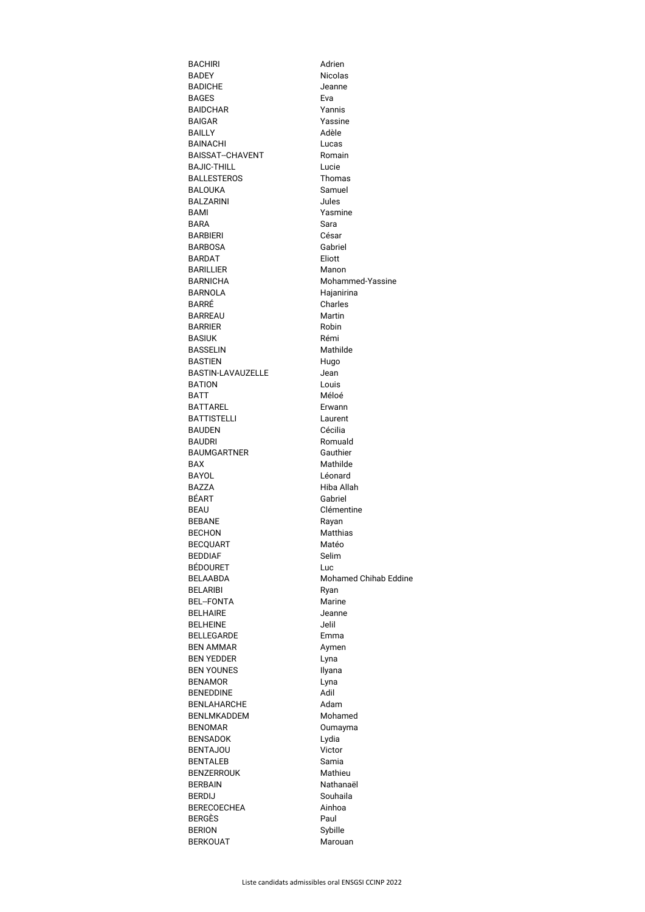| | |
|---|---|
| BACHIRI | Adrien |
| BADEY | Nicolas |
| BADICHE | Jeanne |
| BAGES | Eva |
| BAIDCHAR | Yannis |
| BAIGAR | Yassine |
| BAILLY | Adèle |
| BAINACHI | Lucas |
| BAISSAT--CHAVENT | Romain |
| BAJIC-THILL | Lucie |
| BALLESTEROS | Thomas |
| BALOUKA | Samuel |
| BALZARINI | Jules |
| BAMI | Yasmine |
| BARA | Sara |
| BARBIERI | César |
| BARBOSA | Gabriel |
| BARDAT | Eliott |
| BARILLIER | Manon |
| BARNICHA | Mohammed-Yassine |
| BARNOLA | Hajanirina |
| BARRÉ | Charles |
| BARREAU | Martin |
| BARRIER | Robin |
| BASIUK | Rémi |
| BASSELIN | Mathilde |
| BASTIEN | Hugo |
| BASTIN-LAVAUZELLE | Jean |
| BATION | Louis |
| BATT | Méloé |
| BATTAREL | Erwann |
| BATTISTELLI | Laurent |
| BAUDEN | Cécilia |
| BAUDRI | Romuald |
| BAUMGARTNER | Gauthier |
| BAX | Mathilde |
| BAYOL | Léonard |
| BAZZA | Hiba Allah |
| BÉART | Gabriel |
| BEAU | Clémentine |
| BEBANE | Rayan |
| BECHON | Matthias |
| BECQUART | Matéo |
| BEDDIAF | Selim |
| BÉDOURET | Luc |
| BELAABDA | Mohamed Chihab Eddine |
| BELARIBI | Ryan |
| BEL--FONTA | Marine |
| BELHAIRE | Jeanne |
| BELHEINE | Jelil |
| BELLEGARDE | Emma |
| BEN AMMAR | Aymen |
| BEN YEDDER | Lyna |
| BEN YOUNES | Ilyana |
| BENAMOR | Lyna |
| BENEDDINE | Adil |
| BENLAHARCHE | Adam |
| BENLMKADDEM | Mohamed |
| BENOMAR | Oumayma |
| BENSADOK | Lydia |
| BENTAJOU | Victor |
| BENTALEB | Samia |
| BENZERROUK | Mathieu |
| BERBAIN | Nathanaël |
| BERDIJ | Souhaila |
| BERECOECHEA | Ainhoa |
| BERGÈS | Paul |
| BERION | Sybille |
| BERKOUAT | Marouan |

Liste candidats admissibles oral ENSGSI CCINP 2022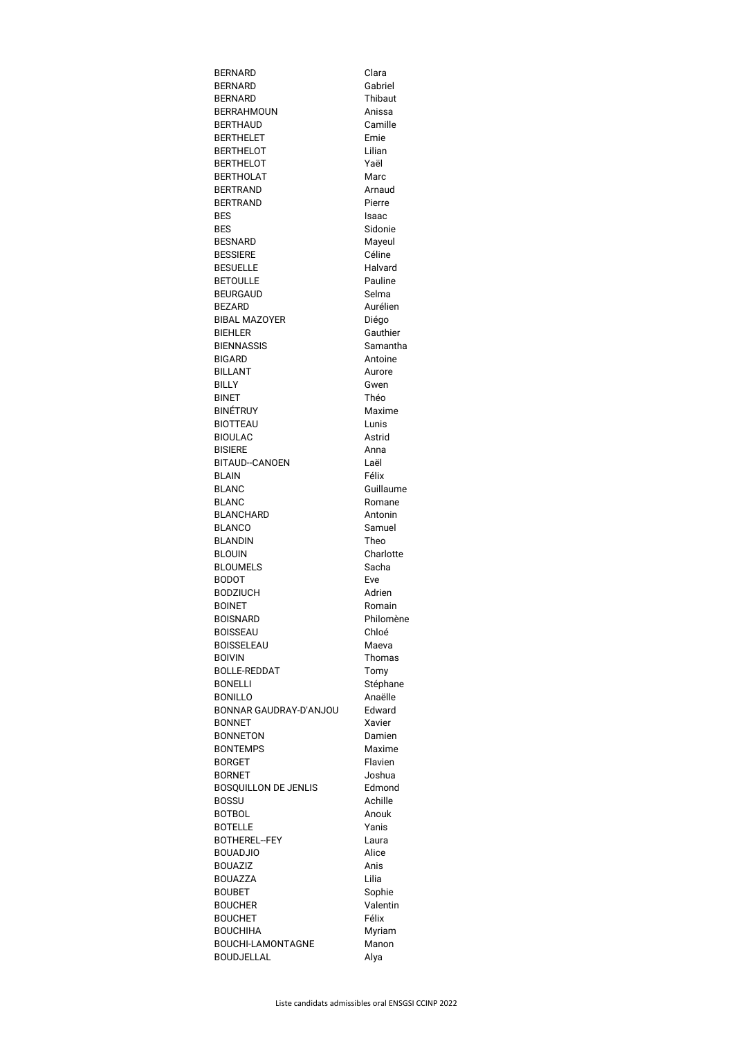| | |
|---|---|
| BERNARD | Clara |
| BERNARD | Gabriel |
| BERNARD | Thibaut |
| BERRAHMOUN | Anissa |
| BERTHAUD | Camille |
| BERTHELET | Emie |
| BERTHELOT | Lilian |
| BERTHELOT | Yaël |
| BERTHOLAT | Marc |
| BERTRAND | Arnaud |
| BERTRAND | Pierre |
| BES | Isaac |
| BES | Sidonie |
| BESNARD | Mayeul |
| BESSIERE | Céline |
| BESUELLE | Halvard |
| BETOULLE | Pauline |
| BEURGAUD | Selma |
| BEZARD | Aurélien |
| BIBAL MAZOYER | Diégo |
| BIEHLER | Gauthier |
| BIENNASSIS | Samantha |
| BIGARD | Antoine |
| BILLANT | Aurore |
| BILLY | Gwen |
| BINET | Théo |
| BINÉTRUY | Maxime |
| BIOTTEAU | Lunis |
| BIOULAC | Astrid |
| BISIERE | Anna |
| BITAUD--CANOEN | Laël |
| BLAIN | Félix |
| BLANC | Guillaume |
| BLANC | Romane |
| BLANCHARD | Antonin |
| BLANCO | Samuel |
| BLANDIN | Theo |
| BLOUIN | Charlotte |
| BLOUMELS | Sacha |
| BODOT | Eve |
| BODZIUCH | Adrien |
| BOINET | Romain |
| BOISNARD | Philomène |
| BOISSEAU | Chloé |
| BOISSELEAU | Maeva |
| BOIVIN | Thomas |
| BOLLE-REDDAT | Tomy |
| BONELLI | Stéphane |
| BONILLO | Anaëlle |
| BONNAR GAUDRAY-D'ANJOU | Edward |
| BONNET | Xavier |
| BONNETON | Damien |
| BONTEMPS | Maxime |
| BORGET | Flavien |
| BORNET | Joshua |
| BOSQUILLON DE JENLIS | Edmond |
| BOSSU | Achille |
| BOTBOL | Anouk |
| BOTELLE | Yanis |
| BOTHEREL--FEY | Laura |
| BOUADJIO | Alice |
| BOUAZIZ | Anis |
| BOUAZZA | Lilia |
| BOUBET | Sophie |
| BOUCHER | Valentin |
| BOUCHET | Félix |
| BOUCHIHA | Myriam |
| BOUCHI-LAMONTAGNE | Manon |
| BOUDJELLAL | Alya |

Liste candidats admissibles oral ENSGSI CCINP 2022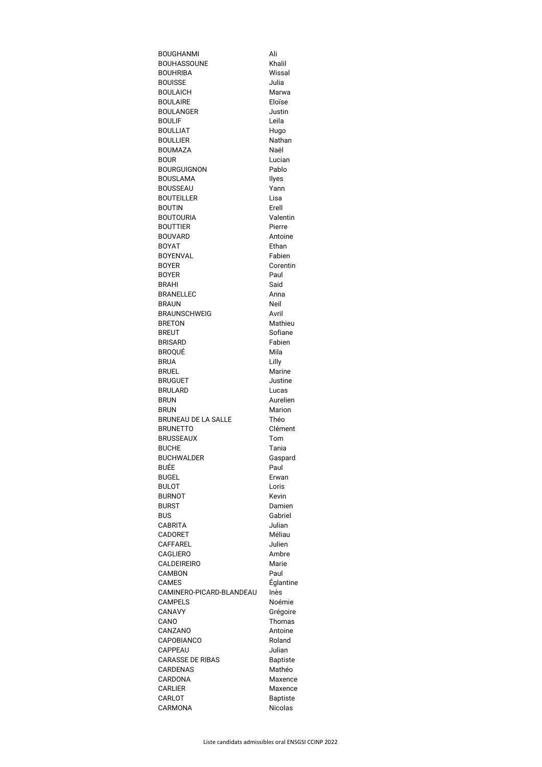| | |
|---|---|
| BOUGHANMI | Ali |
| BOUHASSOUNE | Khalil |
| BOUHRIBA | Wissal |
| BOUISSE | Julia |
| BOULAICH | Marwa |
| BOULAIRE | Eloïse |
| BOULANGER | Justin |
| BOULIF | Leila |
| BOULLIAT | Hugo |
| BOULLIER | Nathan |
| BOUMAZA | Naël |
| BOUR | Lucian |
| BOURGUIGNON | Pablo |
| BOUSLAMA | Ilyes |
| BOUSSEAU | Yann |
| BOUTEILLER | Lisa |
| BOUTIN | Erell |
| BOUTOURIA | Valentin |
| BOUTTIER | Pierre |
| BOUVARD | Antoine |
| BOYAT | Ethan |
| BOYENVAL | Fabien |
| BOYER | Corentin |
| BOYER | Paul |
| BRAHI | Said |
| BRANELLEC | Anna |
| BRAUN | Neil |
| BRAUNSCHWEIG | Avril |
| BRETON | Mathieu |
| BREUT | Sofiane |
| BRISARD | Fabien |
| BROQUÉ | Mila |
| BRUA | Lilly |
| BRUEL | Marine |
| BRUGUET | Justine |
| BRULARD | Lucas |
| BRUN | Aurelien |
| BRUN | Marion |
| BRUNEAU DE LA SALLE | Théo |
| BRUNETTO | Clément |
| BRUSSEAUX | Tom |
| BUCHE | Tania |
| BUCHWALDER | Gaspard |
| BUÉE | Paul |
| BUGEL | Erwan |
| BULOT | Loris |
| BURNOT | Kevin |
| BURST | Damien |
| BUS | Gabriel |
| CABRITA | Julian |
| CADORET | Méliau |
| CAFFAREL | Julien |
| CAGLIERO | Ambre |
| CALDEIREIRO | Marie |
| CAMBON | Paul |
| CAMES | Églantine |
| CAMINERO-PICARD-BLANDEAU | Inès |
| CAMPELS | Noémie |
| CANAVY | Grégoire |
| CANO | Thomas |
| CANZANO | Antoine |
| CAPOBIANCO | Roland |
| CAPPEAU | Julian |
| CARASSE DE RIBAS | Baptiste |
| CARDENAS | Mathéo |
| CARDONA | Maxence |
| CARLIER | Maxence |
| CARLOT | Baptiste |
| CARMONA | Nicolas |

Liste candidats admissibles oral ENSGSI CCINP 2022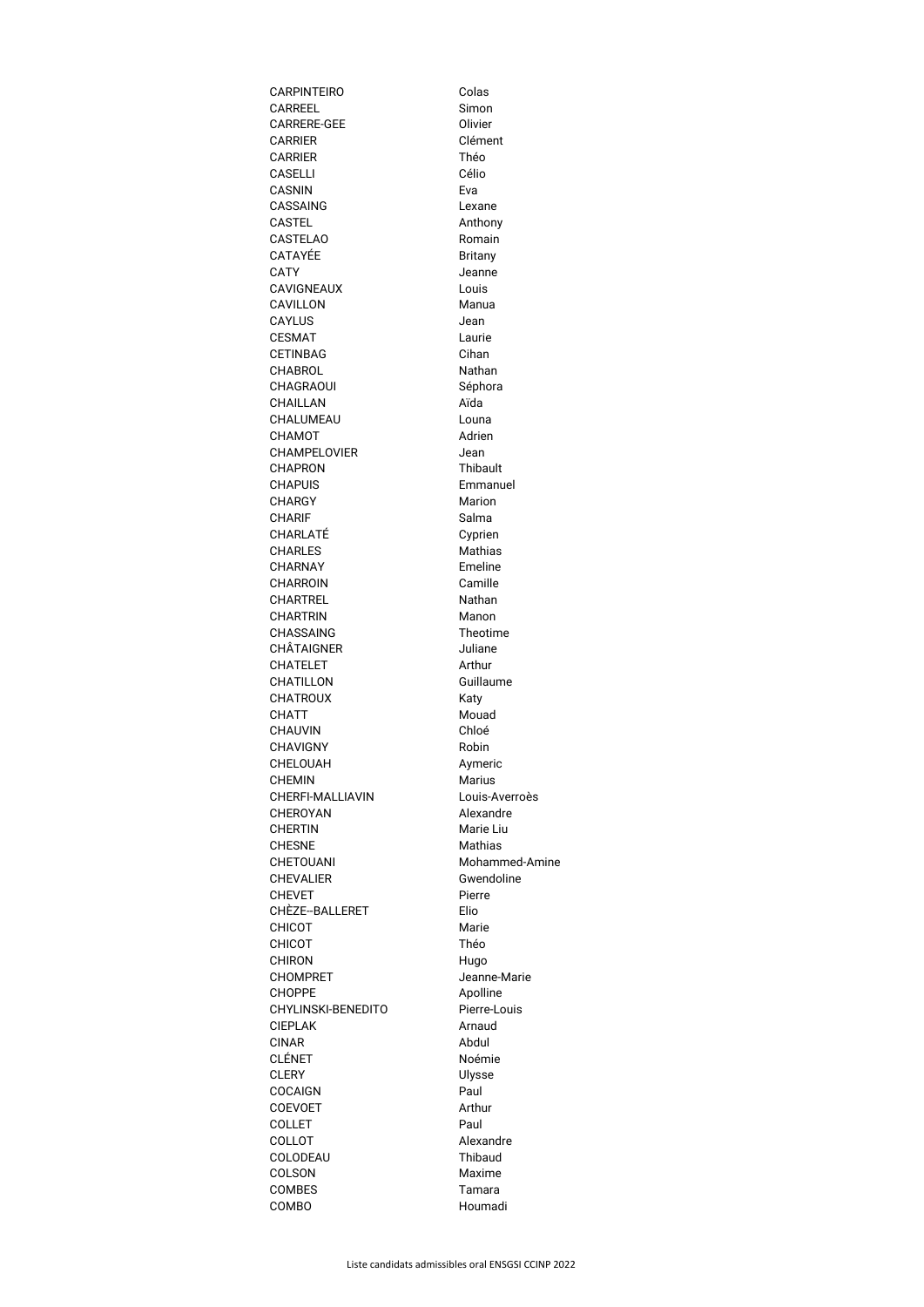| | |
|---|---|
| CARPINTEIRO | Colas |
| CARREEL | Simon |
| CARRERE-GEE | Olivier |
| CARRIER | Clément |
| CARRIER | Théo |
| CASELLI | Célio |
| CASNIN | Eva |
| CASSAING | Lexane |
| CASTEL | Anthony |
| CASTELAO | Romain |
| CATAYÉE | Britany |
| CATY | Jeanne |
| CAVIGNEAUX | Louis |
| CAVILLON | Manua |
| CAYLUS | Jean |
| CESMAT | Laurie |
| CETINBAG | Cihan |
| CHABROL | Nathan |
| CHAGRAOUI | Séphora |
| CHAILLAN | Aïda |
| CHALUMEAU | Louna |
| CHAMOT | Adrien |
| CHAMPELOVIER | Jean |
| CHAPRON | Thibault |
| CHAPUIS | Emmanuel |
| CHARGY | Marion |
| CHARIF | Salma |
| CHARLATÉ | Cyprien |
| CHARLES | Mathias |
| CHARNAY | Emeline |
| CHARROIN | Camille |
| CHARTREL | Nathan |
| CHARTRIN | Manon |
| CHASSAING | Theotime |
| CHÂTAIGNER | Juliane |
| CHATELET | Arthur |
| CHATILLON | Guillaume |
| CHATROUX | Katy |
| CHATT | Mouad |
| CHAUVIN | Chloé |
| CHAVIGNY | Robin |
| CHELOUAH | Aymeric |
| CHEMIN | Marius |
| CHERFI-MALLIAVIN | Louis-Averroès |
| CHEROYAN | Alexandre |
| CHERTIN | Marie Liu |
| CHESNE | Mathias |
| CHETOUANI | Mohammed-Amine |
| CHEVALIER | Gwendoline |
| CHEVET | Pierre |
| CHÈZE--BALLERET | Elio |
| CHICOT | Marie |
| CHICOT | Théo |
| CHIRON | Hugo |
| CHOMPRET | Jeanne-Marie |
| CHOPPE | Apolline |
| CHYLINSKI-BENEDITO | Pierre-Louis |
| CIEPLAK | Arnaud |
| CINAR | Abdul |
| CLÉNET | Noémie |
| CLERY | Ulysse |
| COCAIGN | Paul |
| COEVOET | Arthur |
| COLLET | Paul |
| COLLOT | Alexandre |
| COLODEAU | Thibaud |
| COLSON | Maxime |
| COMBES | Tamara |
| COMBO | Houmadi |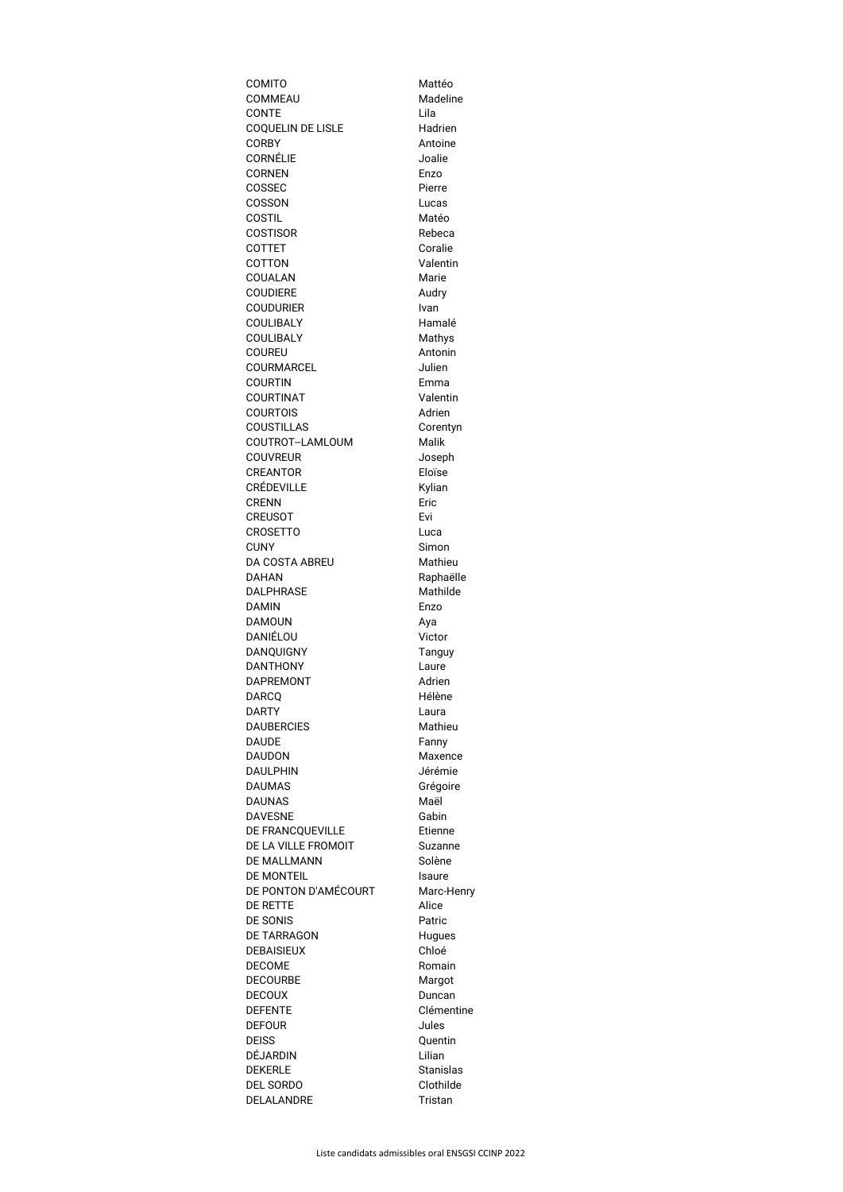| | |
|---|---|
| COMITO | Mattéo |
| COMMEAU | Madeline |
| CONTE | Lila |
| COQUELIN DE LISLE | Hadrien |
| CORBY | Antoine |
| CORNÉLIE | Joalie |
| CORNEN | Enzo |
| COSSEC | Pierre |
| COSSON | Lucas |
| COSTIL | Matéo |
| COSTISOR | Rebeca |
| COTTET | Coralie |
| COTTON | Valentin |
| COUALAN | Marie |
| COUDIERE | Audry |
| COUDURIER | Ivan |
| COULIBALY | Hamalé |
| COULIBALY | Mathys |
| COUREU | Antonin |
| COURMARCEL | Julien |
| COURTIN | Emma |
| COURTINAT | Valentin |
| COURTOIS | Adrien |
| COUSTILLAS | Corentyn |
| COUTROT--LAMLOUM | Malik |
| COUVREUR | Joseph |
| CREANTOR | Eloïse |
| CRÉDEVILLE | Kylian |
| CRENN | Eric |
| CREUSOT | Evi |
| CROSETTO | Luca |
| CUNY | Simon |
| DA COSTA ABREU | Mathieu |
| DAHAN | Raphaëlle |
| DALPHRASE | Mathilde |
| DAMIN | Enzo |
| DAMOUN | Aya |
| DANIÉLOU | Victor |
| DANQUIGNY | Tanguy |
| DANTHONY | Laure |
| DAPREMONT | Adrien |
| DARCQ | Hélène |
| DARTY | Laura |
| DAUBERCIES | Mathieu |
| DAUDE | Fanny |
| DAUDON | Maxence |
| DAULPHIN | Jérémie |
| DAUMAS | Grégoire |
| DAUNAS | Maël |
| DAVESNE | Gabin |
| DE FRANCQUEVILLE | Etienne |
| DE LA VILLE FROMOIT | Suzanne |
| DE MALLMANN | Solène |
| DE MONTEIL | Isaure |
| DE PONTON D'AMÉCOURT | Marc-Henry |
| DE RETTE | Alice |
| DE SONIS | Patric |
| DE TARRAGON | Hugues |
| DEBAISIEUX | Chloé |
| DECOME | Romain |
| DECOURBE | Margot |
| DECOUX | Duncan |
| DEFENTE | Clémentine |
| DEFOUR | Jules |
| DEISS | Quentin |
| DÉJARDIN | Lilian |
| DEKERLE | Stanislas |
| DEL SORDO | Clothilde |
| DELALANDRE | Tristan |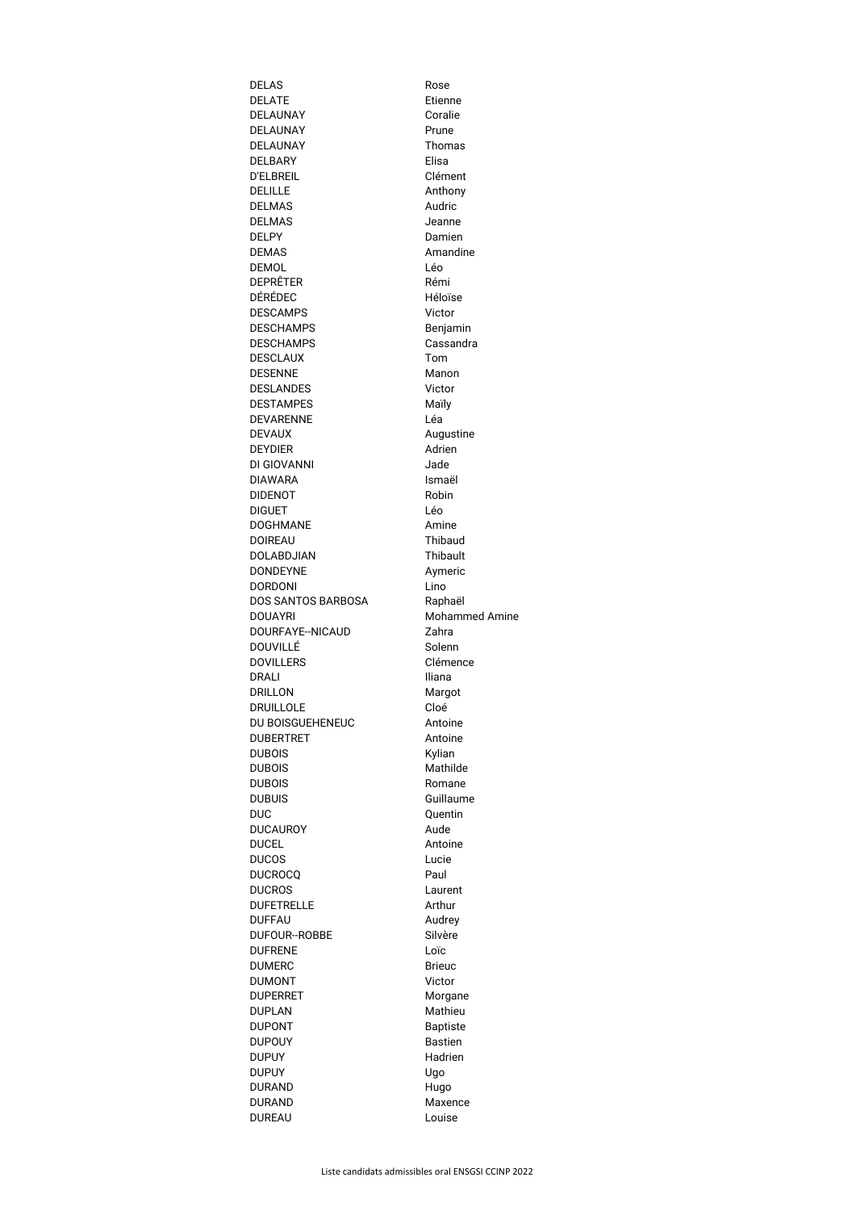| | |
|---|---|
| DELAS | Rose |
| DELATE | Etienne |
| DELAUNAY | Coralie |
| DELAUNAY | Prune |
| DELAUNAY | Thomas |
| DELBARY | Elisa |
| D'ELBREIL | Clément |
| DELILLE | Anthony |
| DELMAS | Audric |
| DELMAS | Jeanne |
| DELPY | Damien |
| DEMAS | Amandine |
| DEMOL | Léo |
| DEPRÊTER | Rémi |
| DÉRÉDEC | Héloïse |
| DESCAMPS | Victor |
| DESCHAMPS | Benjamin |
| DESCHAMPS | Cassandra |
| DESCLAUX | Tom |
| DESENNE | Manon |
| DESLANDES | Victor |
| DESTAMPES | Maïly |
| DEVARENNE | Léa |
| DEVAUX | Augustine |
| DEYDIER | Adrien |
| DI GIOVANNI | Jade |
| DIAWARA | Ismaël |
| DIDENOT | Robin |
| DIGUET | Léo |
| DOGHMANE | Amine |
| DOIREAU | Thibaud |
| DOLABDJIAN | Thibault |
| DONDEYNE | Aymeric |
| DORDONI | Lino |
| DOS SANTOS BARBOSA | Raphaël |
| DOUAYRI | Mohammed Amine |
| DOURFAYE--NICAUD | Zahra |
| DOUVILLÉ | Solenn |
| DOVILLERS | Clémence |
| DRALI | Iliana |
| DRILLON | Margot |
| DRUILLOLE | Cloé |
| DU BOISGUEHENEUC | Antoine |
| DUBERTRET | Antoine |
| DUBOIS | Kylian |
| DUBOIS | Mathilde |
| DUBOIS | Romane |
| DUBUIS | Guillaume |
| DUC | Quentin |
| DUCAUROY | Aude |
| DUCEL | Antoine |
| DUCOS | Lucie |
| DUCROCQ | Paul |
| DUCROS | Laurent |
| DUFETRELLE | Arthur |
| DUFFAU | Audrey |
| DUFOUR--ROBBE | Silvère |
| DUFRENE | Loïc |
| DUMERC | Brieuc |
| DUMONT | Victor |
| DUPERRET | Morgane |
| DUPLAN | Mathieu |
| DUPONT | Baptiste |
| DUPOUY | Bastien |
| DUPUY | Hadrien |
| DUPUY | Ugo |
| DURAND | Hugo |
| DURAND | Maxence |
| DUREAU | Louise |

Liste candidats admissibles oral ENSGSI CCINP 2022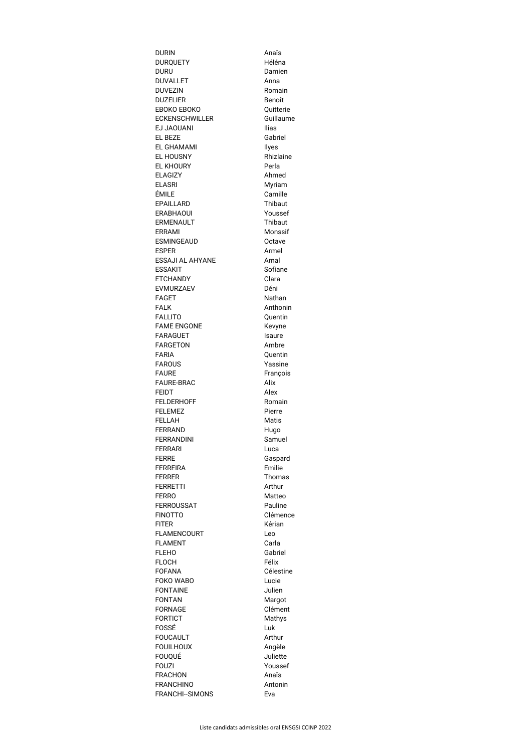| | |
|---|---|
| DURIN | Anaïs |
| DURQUETY | Héléna |
| DURU | Damien |
| DUVALLET | Anna |
| DUVEZIN | Romain |
| DUZELIER | Benoît |
| EBOKO EBOKO | Quitterie |
| ECKENSCHWILLER | Guillaume |
| EJ JAOUANI | Ilias |
| EL BEZE | Gabriel |
| EL GHAMAMI | Ilyes |
| EL HOUSNY | Rhizlaine |
| EL KHOURY | Perla |
| ELAGIZY | Ahmed |
| ELASRI | Myriam |
| ÉMILE | Camille |
| EPAILLARD | Thibaut |
| ERABHAOUI | Youssef |
| ERMENAULT | Thibaut |
| ERRAMI | Monssif |
| ESMINGEAUD | Octave |
| ESPER | Armel |
| ESSAJI AL AHYANE | Amal |
| ESSAKIT | Sofiane |
| ETCHANDY | Clara |
| EVMURZAEV | Déni |
| FAGET | Nathan |
| FALK | Anthonin |
| FALLITO | Quentin |
| FAME ENGONE | Kevyne |
| FARAGUET | Isaure |
| FARGETON | Ambre |
| FARIA | Quentin |
| FAROUS | Yassine |
| FAURE | François |
| FAURE-BRAC | Alix |
| FEIDT | Alex |
| FELDERHOFF | Romain |
| FELEMEZ | Pierre |
| FELLAH | Matis |
| FERRAND | Hugo |
| FERRANDINI | Samuel |
| FERRARI | Luca |
| FERRE | Gaspard |
| FERREIRA | Emilie |
| FERRER | Thomas |
| FERRETTI | Arthur |
| FERRO | Matteo |
| FERROUSSAT | Pauline |
| FINOTTO | Clémence |
| FITER | Kérian |
| FLAMENCOURT | Leo |
| FLAMENT | Carla |
| FLEHO | Gabriel |
| FLOCH | Félix |
| FOFANA | Célestine |
| FOKO WABO | Lucie |
| FONTAINE | Julien |
| FONTAN | Margot |
| FORNAGE | Clément |
| FORTICT | Mathys |
| FOSSÉ | Luk |
| FOUCAULT | Arthur |
| FOUILHOUX | Angèle |
| FOUQUÉ | Juliette |
| FOUZI | Youssef |
| FRACHON | Anaïs |
| FRANCHINO | Antonin |
| FRANCHI--SIMONS | Eva |

Liste candidats admissibles oral ENSGSI CCINP 2022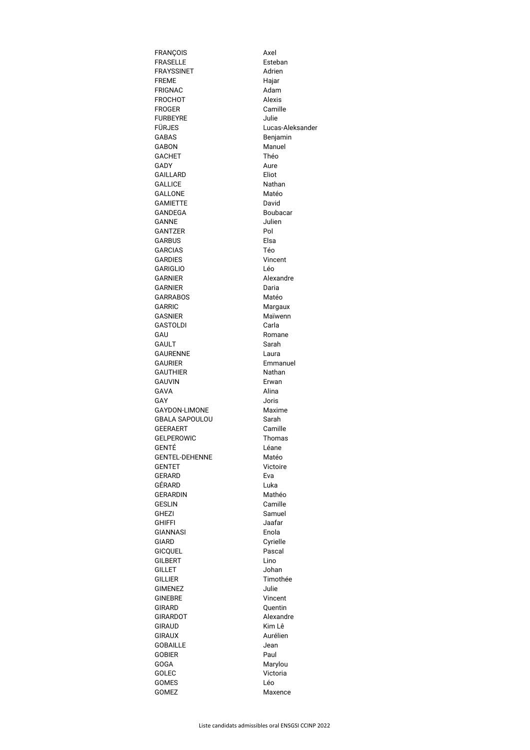| | |
|---|---|
| FRANÇOIS | Axel |
| FRASELLE | Esteban |
| FRAYSSINET | Adrien |
| FREME | Hajar |
| FRIGNAC | Adam |
| FROCHOT | Alexis |
| FROGER | Camille |
| FURBEYRE | Julie |
| FÜRJES | Lucas-Aleksander |
| GABAS | Benjamin |
| GABON | Manuel |
| GACHET | Théo |
| GADY | Aure |
| GAILLARD | Eliot |
| GALLICE | Nathan |
| GALLONE | Matéo |
| GAMIETTE | David |
| GANDEGA | Boubacar |
| GANNE | Julien |
| GANTZER | Pol |
| GARBUS | Elsa |
| GARCIAS | Téo |
| GARDIES | Vincent |
| GARIGLIO | Léo |
| GARNIER | Alexandre |
| GARNIER | Daria |
| GARRABOS | Matéo |
| GARRIC | Margaux |
| GASNIER | Maïwenn |
| GASTOLDI | Carla |
| GAU | Romane |
| GAULT | Sarah |
| GAURENNE | Laura |
| GAURIER | Emmanuel |
| GAUTHIER | Nathan |
| GAUVIN | Erwan |
| GAVA | Alina |
| GAY | Joris |
| GAYDON-LIMONE | Maxime |
| GBALA SAPOULOU | Sarah |
| GEERAERT | Camille |
| GELPEROWIC | Thomas |
| GENTÉ | Léane |
| GENTEL-DEHENNE | Matéo |
| GENTET | Victoire |
| GERARD | Eva |
| GÉRARD | Luka |
| GERARDIN | Mathéo |
| GESLIN | Camille |
| GHEZI | Samuel |
| GHIFFI | Jaafar |
| GIANNASI | Enola |
| GIARD | Cyrielle |
| GICQUEL | Pascal |
| GILBERT | Lino |
| GILLET | Johan |
| GILLIER | Timothée |
| GIMENEZ | Julie |
| GINEBRE | Vincent |
| GIRARD | Quentin |
| GIRARDOT | Alexandre |
| GIRAUD | Kim Lê |
| GIRAUX | Aurélien |
| GOBAILLE | Jean |
| GOBIER | Paul |
| GOGA | Marylou |
| GOLEC | Victoria |
| GOMES | Léo |
| GOMEZ | Maxence |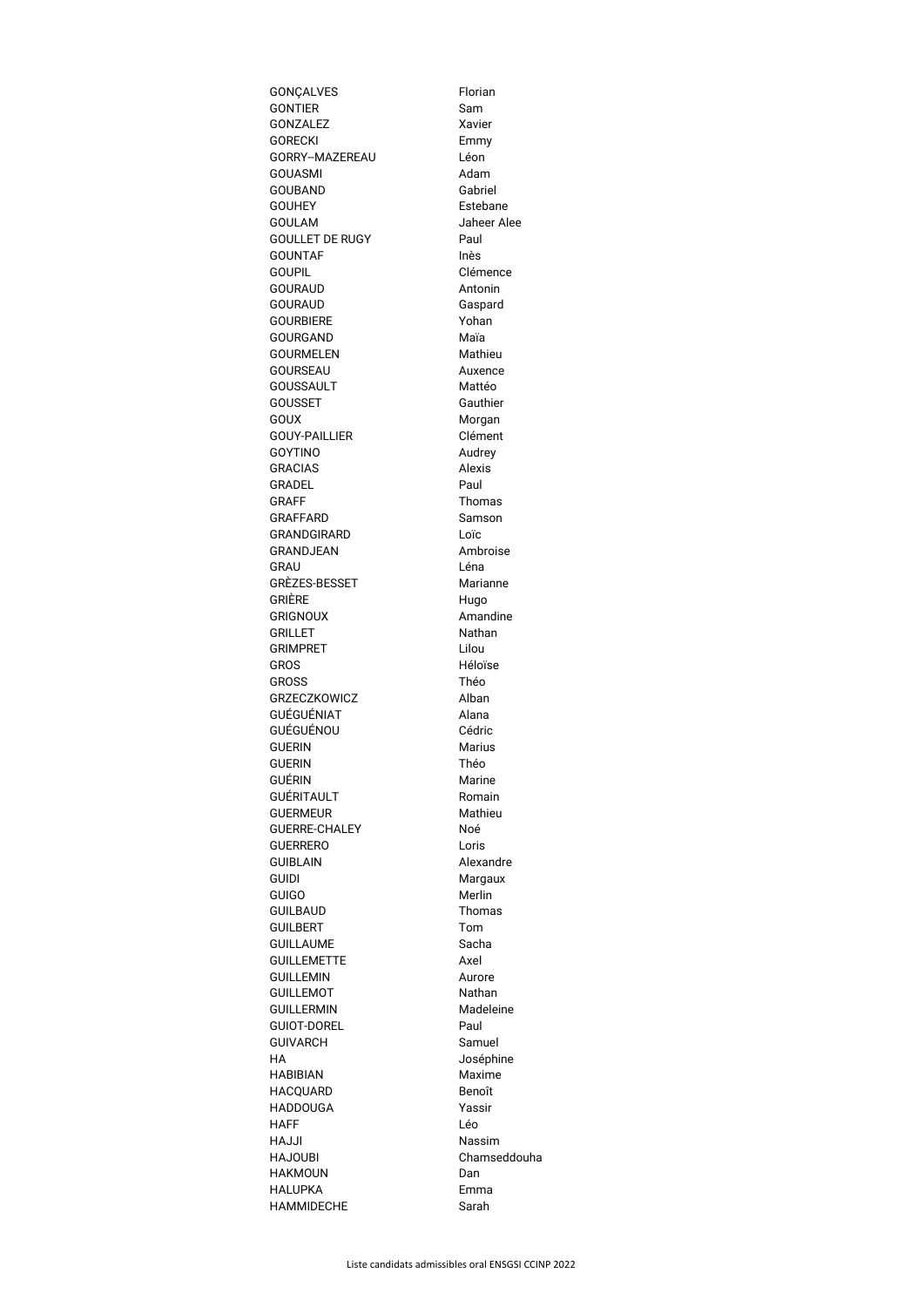| | |
|---|---|
| GONÇALVES | Florian |
| GONTIER | Sam |
| GONZALEZ | Xavier |
| GORECKI | Emmy |
| GORRY--MAZEREAU | Léon |
| GOUASMI | Adam |
| GOUBAND | Gabriel |
| GOUHEY | Estebane |
| GOULAM | Jaheer Alee |
| GOULLET DE RUGY | Paul |
| GOUNTAF | Inès |
| GOUPIL | Clémence |
| GOURAUD | Antonin |
| GOURAUD | Gaspard |
| GOURBIERE | Yohan |
| GOURGAND | Maïa |
| GOURMELEN | Mathieu |
| GOURSEAU | Auxence |
| GOUSSAULT | Mattéo |
| GOUSSET | Gauthier |
| GOUX | Morgan |
| GOUY-PAILLIER | Clément |
| GOYTINO | Audrey |
| GRACIAS | Alexis |
| GRADEL | Paul |
| GRAFF | Thomas |
| GRAFFARD | Samson |
| GRANDGIRARD | Loïc |
| GRANDJEAN | Ambroise |
| GRAU | Léna |
| GRÈZES-BESSET | Marianne |
| GRIÈRE | Hugo |
| GRIGNOUX | Amandine |
| GRILLET | Nathan |
| GRIMPRET | Lilou |
| GROS | Héloïse |
| GROSS | Théo |
| GRZECZKOWICZ | Alban |
| GUÉGUÉNIAT | Alana |
| GUÉGUÉNOU | Cédric |
| GUERIN | Marius |
| GUERIN | Théo |
| GUÉRIN | Marine |
| GUÉRITAULT | Romain |
| GUERMEUR | Mathieu |
| GUERRE-CHALEY | Noé |
| GUERRERO | Loris |
| GUIBLAIN | Alexandre |
| GUIDI | Margaux |
| GUIGO | Merlin |
| GUILBAUD | Thomas |
| GUILBERT | Tom |
| GUILLAUME | Sacha |
| GUILLEMETTE | Axel |
| GUILLEMIN | Aurore |
| GUILLEMOT | Nathan |
| GUILLERMIN | Madeleine |
| GUIOT-DOREL | Paul |
| GUIVARCH | Samuel |
| HA | Joséphine |
| HABIBIAN | Maxime |
| HACQUARD | Benoît |
| HADDOUGA | Yassir |
| HAFF | Léo |
| HAJJI | Nassim |
| HAJOUBI | Chamseddouha |
| HAKMOUN | Dan |
| HALUPKA | Emma |
| HAMMIDECHE | Sarah |

Liste candidats admissibles oral ENSGSI CCINP 2022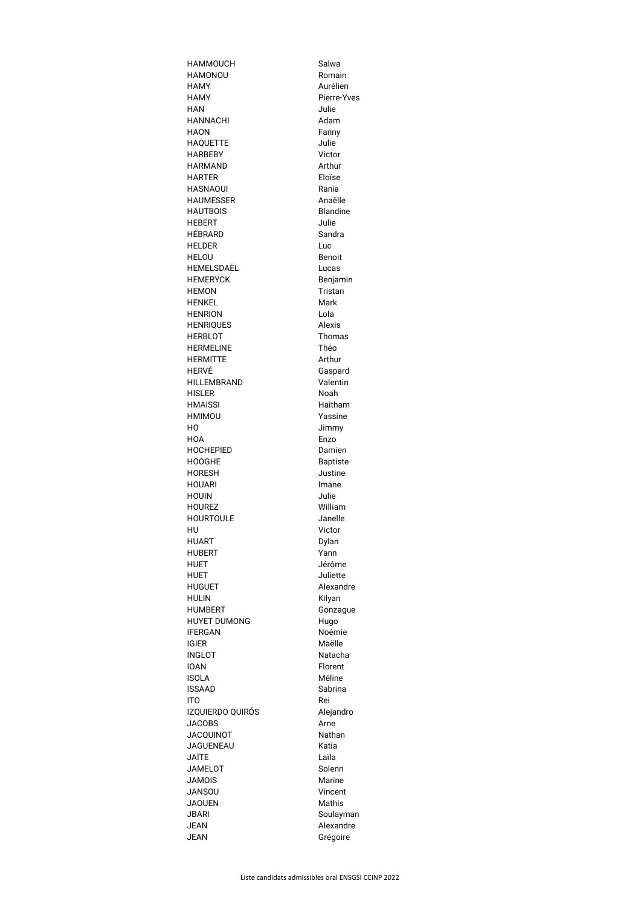| | |
|---|---|
| HAMMOUCH | Salwa |
| HAMONOU | Romain |
| HAMY | Aurélien |
| HAMY | Pierre-Yves |
| HAN | Julie |
| HANNACHI | Adam |
| HAON | Fanny |
| HAQUETTE | Julie |
| HARBEBY | Victor |
| HARMAND | Arthur |
| HARTER | Eloïse |
| HASNAOUI | Rania |
| HAUMESSER | Anaëlle |
| HAUTBOIS | Blandine |
| HEBERT | Julie |
| HÉBRARD | Sandra |
| HELDER | Luc |
| HELOU | Benoit |
| HEMELSDAËL | Lucas |
| HEMERYCK | Benjamin |
| HEMON | Tristan |
| HENKEL | Mark |
| HENRION | Lola |
| HENRIQUES | Alexis |
| HERBLOT | Thomas |
| HERMELINE | Théo |
| HERMITTE | Arthur |
| HERVÉ | Gaspard |
| HILLEMBRAND | Valentin |
| HISLER | Noah |
| HMAISSI | Haitham |
| HMIMOU | Yassine |
| HO | Jimmy |
| HOA | Enzo |
| HOCHEPIED | Damien |
| HOOGHE | Baptiste |
| HORESH | Justine |
| HOUARI | Imane |
| HOUIN | Julie |
| HOUREZ | William |
| HOURTOULE | Janelle |
| HU | Victor |
| HUART | Dylan |
| HUBERT | Yann |
| HUET | Jérôme |
| HUET | Juliette |
| HUGUET | Alexandre |
| HULIN | Kilyan |
| HUMBERT | Gonzague |
| HUYET DUMONG | Hugo |
| IFERGAN | Noémie |
| IGIER | Maëlle |
| INGLOT | Natacha |
| IOAN | Florent |
| ISOLA | Méline |
| ISSAAD | Sabrina |
| ITO | Rei |
| IZQUIERDO QUIRÓS | Alejandro |
| JACOBS | Arne |
| JACQUINOT | Nathan |
| JAGUENEAU | Katia |
| JAÏTE | Laïla |
| JAMELOT | Solenn |
| JAMOIS | Marine |
| JANSOU | Vincent |
| JAOUEN | Mathis |
| JBARI | Soulayman |
| JEAN | Alexandre |
| JEAN | Grégoire |

Liste candidats admissibles oral ENSGSI CCINP 2022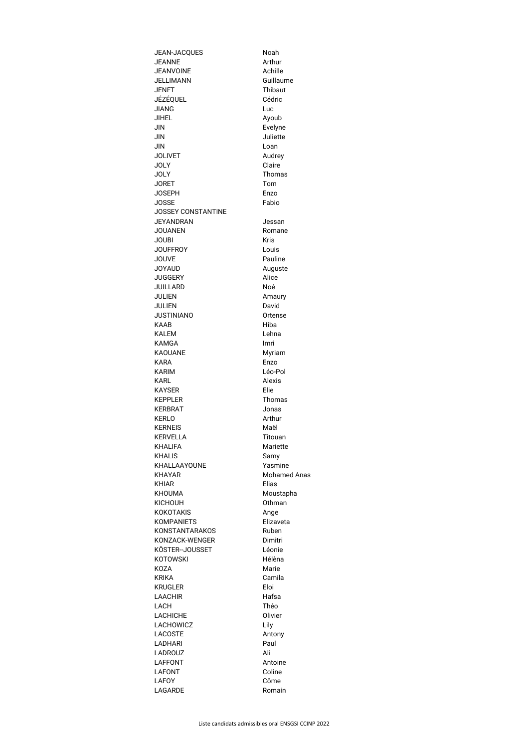| | |
|---|---|
| JEAN-JACQUES | Noah |
| JEANNE | Arthur |
| JEANVOINE | Achille |
| JELLIMANN | Guillaume |
| JENFT | Thibaut |
| JÉZÉQUEL | Cédric |
| JIANG | Luc |
| JIHEL | Ayoub |
| JIN | Evelyne |
| JIN | Juliette |
| JIN | Loan |
| JOLIVET | Audrey |
| JOLY | Claire |
| JOLY | Thomas |
| JORET | Tom |
| JOSEPH | Enzo |
| JOSSE | Fabio |
| JOSSEY CONSTANTINE | |
| JEYANDRAN | Jessan |
| JOUANEN | Romane |
| JOUBI | Kris |
| JOUFFROY | Louis |
| JOUVE | Pauline |
| JOYAUD | Auguste |
| JUGGERY | Alice |
| JUILLARD | Noé |
| JULIEN | Amaury |
| JULIEN | David |
| JUSTINIANO | Ortense |
| KAAB | Hiba |
| KALEM | Lehna |
| KAMGA | Imri |
| KAOUANE | Myriam |
| KARA | Enzo |
| KARIM | Léo-Pol |
| KARL | Alexis |
| KAYSER | Elie |
| KEPPLER | Thomas |
| KERBRAT | Jonas |
| KERLO | Arthur |
| KERNEIS | Maël |
| KERVELLA | Titouan |
| KHALIFA | Mariette |
| KHALIS | Samy |
| KHALLAAYOUNE | Yasmine |
| KHAYAR | Mohamed Anas |
| KHIAR | Elias |
| KHOUMA | Moustapha |
| KICHOUH | Othman |
| KOKOTAKIS | Ange |
| KOMPANIETS | Elizaveta |
| KONSTANTARAKOS | Ruben |
| KONZACK-WENGER | Dimitri |
| KÖSTER--JOUSSET | Léonie |
| KOTOWSKI | Hélèna |
| KOZA | Marie |
| KRIKA | Camila |
| KRUGLER | Eloi |
| LAACHIR | Hafsa |
| LACH | Théo |
| LACHICHE | Olivier |
| LACHOWICZ | Lily |
| LACOSTE | Antony |
| LADHARI | Paul |
| LADROUZ | Ali |
| LAFFONT | Antoine |
| LAFONT | Coline |
| LAFOY | Côme |
| LAGARDE | Romain |

Liste candidats admissibles oral ENSGSI CCINP 2022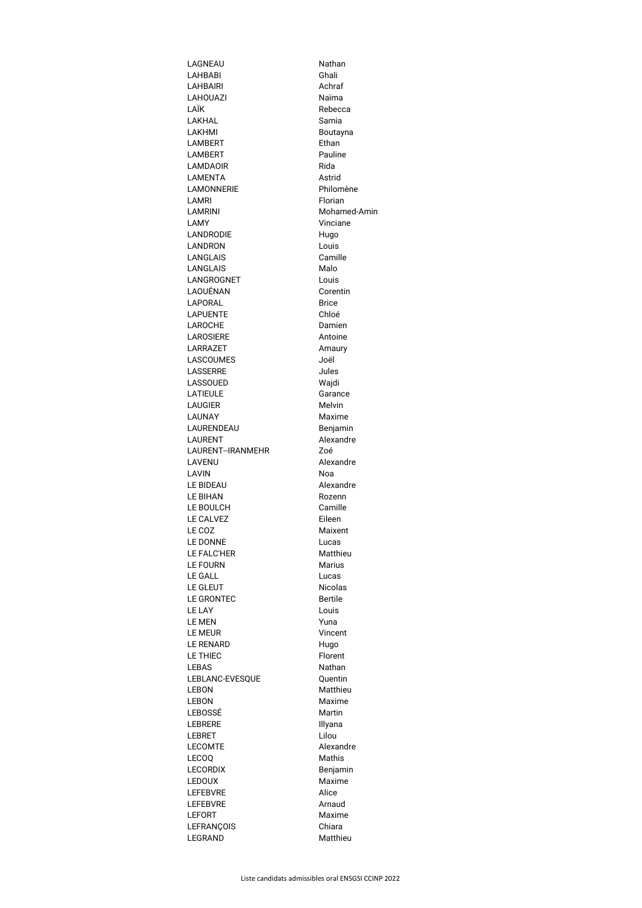| | |
|---|---|
| LAGNEAU | Nathan |
| LAHBABI | Ghali |
| LAHBAIRI | Achraf |
| LAHOUAZI | Naïma |
| LAÏK | Rebecca |
| LAKHAL | Samia |
| LAKHMI | Boutayna |
| LAMBERT | Ethan |
| LAMBERT | Pauline |
| LAMDAOIR | Rida |
| LAMENTA | Astrid |
| LAMONNERIE | Philomène |
| LAMRI | Florian |
| LAMRINI | Mohamed-Amin |
| LAMY | Vinciane |
| LANDRODIE | Hugo |
| LANDRON | Louis |
| LANGLAIS | Camille |
| LANGLAIS | Malo |
| LANGROGNET | Louis |
| LAOUÉNAN | Corentin |
| LAPORAL | Brice |
| LAPUENTE | Chloé |
| LAROCHE | Damien |
| LAROSIERE | Antoine |
| LARRAZET | Amaury |
| LASCOUMES | Joël |
| LASSERRE | Jules |
| LASSOUED | Wajdi |
| LATIEULE | Garance |
| LAUGIER | Melvin |
| LAUNAY | Maxime |
| LAURENDEAU | Benjamin |
| LAURENT | Alexandre |
| LAURENT--IRANMEHR | Zoé |
| LAVENU | Alexandre |
| LAVIN | Noa |
| LE BIDEAU | Alexandre |
| LE BIHAN | Rozenn |
| LE BOULCH | Camille |
| LE CALVEZ | Eileen |
| LE COZ | Maixent |
| LE DONNE | Lucas |
| LE FALC'HER | Matthieu |
| LE FOURN | Marius |
| LE GALL | Lucas |
| LE GLEUT | Nicolas |
| LE GRONTEC | Bertile |
| LE LAY | Louis |
| LE MEN | Yuna |
| LE MEUR | Vincent |
| LE RENARD | Hugo |
| LE THIEC | Florent |
| LEBAS | Nathan |
| LEBLANC-EVESQUE | Quentin |
| LEBON | Matthieu |
| LEBON | Maxime |
| LEBOSSÉ | Martin |
| LEBRERE | Illyana |
| LEBRET | Lilou |
| LECOMTE | Alexandre |
| LECOQ | Mathis |
| LECORDIX | Benjamin |
| LEDOUX | Maxime |
| LEFEBVRE | Alice |
| LEFEBVRE | Arnaud |
| LEFORT | Maxime |
| LEFRANÇOIS | Chiara |
| LEGRAND | Matthieu |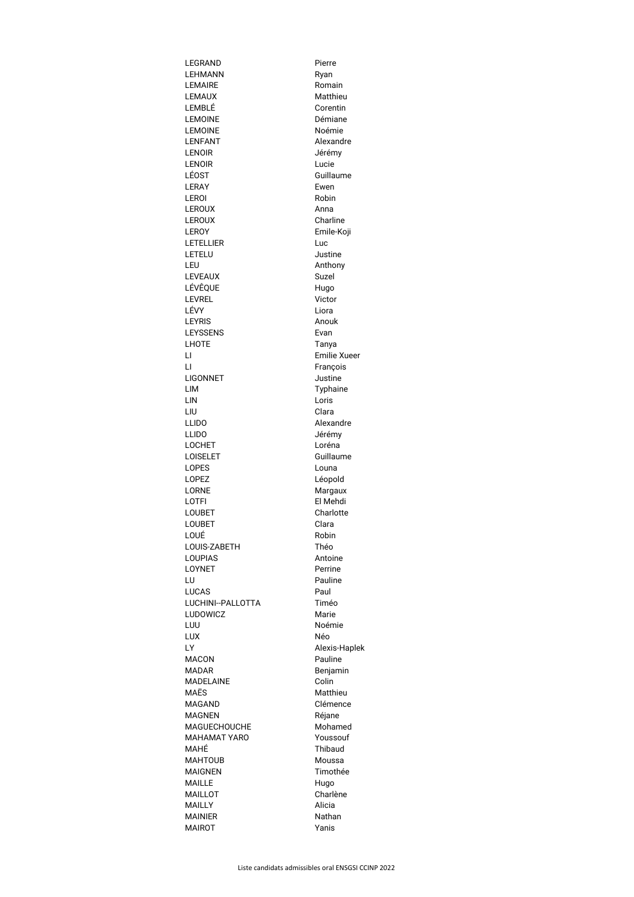| | |
|---|---|
| LEGRAND | Pierre |
| LEHMANN | Ryan |
| LEMAIRE | Romain |
| LEMAUX | Matthieu |
| LEMBLÉ | Corentin |
| LEMOINE | Démiane |
| LEMOINE | Noémie |
| LENFANT | Alexandre |
| LENOIR | Jérémy |
| LENOIR | Lucie |
| LÉOST | Guillaume |
| LERAY | Ewen |
| LEROI | Robin |
| LEROUX | Anna |
| LEROUX | Charline |
| LEROY | Emile-Koji |
| LETELLIER | Luc |
| LETELU | Justine |
| LEU | Anthony |
| LEVEAUX | Suzel |
| LÉVÊQUE | Hugo |
| LEVREL | Victor |
| LÉVY | Liora |
| LEYRIS | Anouk |
| LEYSSENS | Evan |
| LHOTE | Tanya |
| LI | Emilie Xueer |
| LI | François |
| LIGONNET | Justine |
| LIM | Typhaine |
| LIN | Loris |
| LIU | Clara |
| LLIDO | Alexandre |
| LLIDO | Jérémy |
| LOCHET | Loréna |
| LOISELET | Guillaume |
| LOPES | Louna |
| LOPEZ | Léopold |
| LORNE | Margaux |
| LOTFI | El Mehdi |
| LOUBET | Charlotte |
| LOUBET | Clara |
| LOUÉ | Robin |
| LOUIS-ZABETH | Théo |
| LOUPIAS | Antoine |
| LOYNET | Perrine |
| LU | Pauline |
| LUCAS | Paul |
| LUCHINI--PALLOTTA | Timéo |
| LUDOWICZ | Marie |
| LUU | Noémie |
| LUX | Néo |
| LY | Alexis-Haplek |
| MACON | Pauline |
| MADAR | Benjamin |
| MADELAINE | Colin |
| MAËS | Matthieu |
| MAGAND | Clémence |
| MAGNEN | Réjane |
| MAGUECHOUCHE | Mohamed |
| MAHAMAT YARO | Youssouf |
| MAHÉ | Thibaud |
| MAHTOUB | Moussa |
| MAIGNEN | Timothée |
| MAILLE | Hugo |
| MAILLOT | Charlène |
| MAILLY | Alicia |
| MAINIER | Nathan |
| MAIROT | Yanis |

Liste candidats admissibles oral ENSGSI CCINP 2022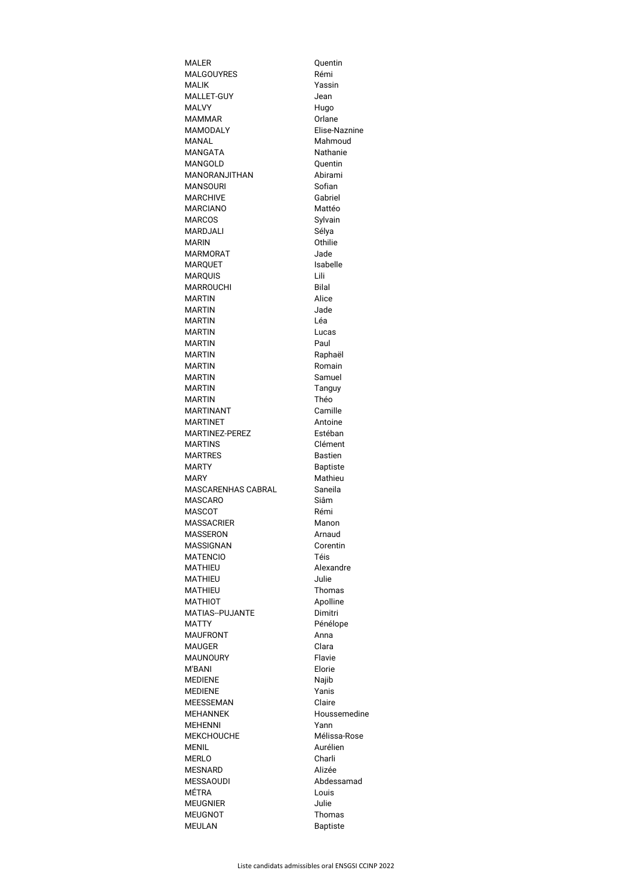| | |
|---|---|
| MALER | Quentin |
| MALGOUYRES | Rémi |
| MALIK | Yassin |
| MALLET-GUY | Jean |
| MALVY | Hugo |
| MAMMAR | Orlane |
| MAMODALY | Elise-Naznine |
| MANAL | Mahmoud |
| MANGATA | Nathanie |
| MANGOLD | Quentin |
| MANORANJITHAN | Abirami |
| MANSOURI | Sofian |
| MARCHIVE | Gabriel |
| MARCIANO | Mattéo |
| MARCOS | Sylvain |
| MARDJALI | Sélya |
| MARIN | Othilie |
| MARMORAT | Jade |
| MARQUET | Isabelle |
| MARQUIS | Lili |
| MARROUCHI | Bilal |
| MARTIN | Alice |
| MARTIN | Jade |
| MARTIN | Léa |
| MARTIN | Lucas |
| MARTIN | Paul |
| MARTIN | Raphaël |
| MARTIN | Romain |
| MARTIN | Samuel |
| MARTIN | Tanguy |
| MARTIN | Théo |
| MARTINANT | Camille |
| MARTINET | Antoine |
| MARTINEZ-PEREZ | Estéban |
| MARTINS | Clément |
| MARTRES | Bastien |
| MARTY | Baptiste |
| MARY | Mathieu |
| MASCARENHAS CABRAL | Saneila |
| MASCARO | Siâm |
| MASCOT | Rémi |
| MASSACRIER | Manon |
| MASSERON | Arnaud |
| MASSIGNAN | Corentin |
| MATENCIO | Téis |
| MATHIEU | Alexandre |
| MATHIEU | Julie |
| MATHIEU | Thomas |
| MATHIOT | Apolline |
| MATIAS--PUJANTE | Dimitri |
| MATTY | Pénélope |
| MAUFRONT | Anna |
| MAUGER | Clara |
| MAUNOURY | Flavie |
| M'BANI | Elorie |
| MEDIENE | Najib |
| MEDIENE | Yanis |
| MEESSEMAN | Claire |
| MEHANNEK | Houssemedine |
| MEHENNI | Yann |
| MEKCHOUCHE | Mélissa-Rose |
| MENIL | Aurélien |
| MERLO | Charli |
| MESNARD | Alizée |
| MESSAOUDI | Abdessamad |
| MÉTRA | Louis |
| MEUGNIER | Julie |
| MEUGNOT | Thomas |
| MEULAN | Baptiste |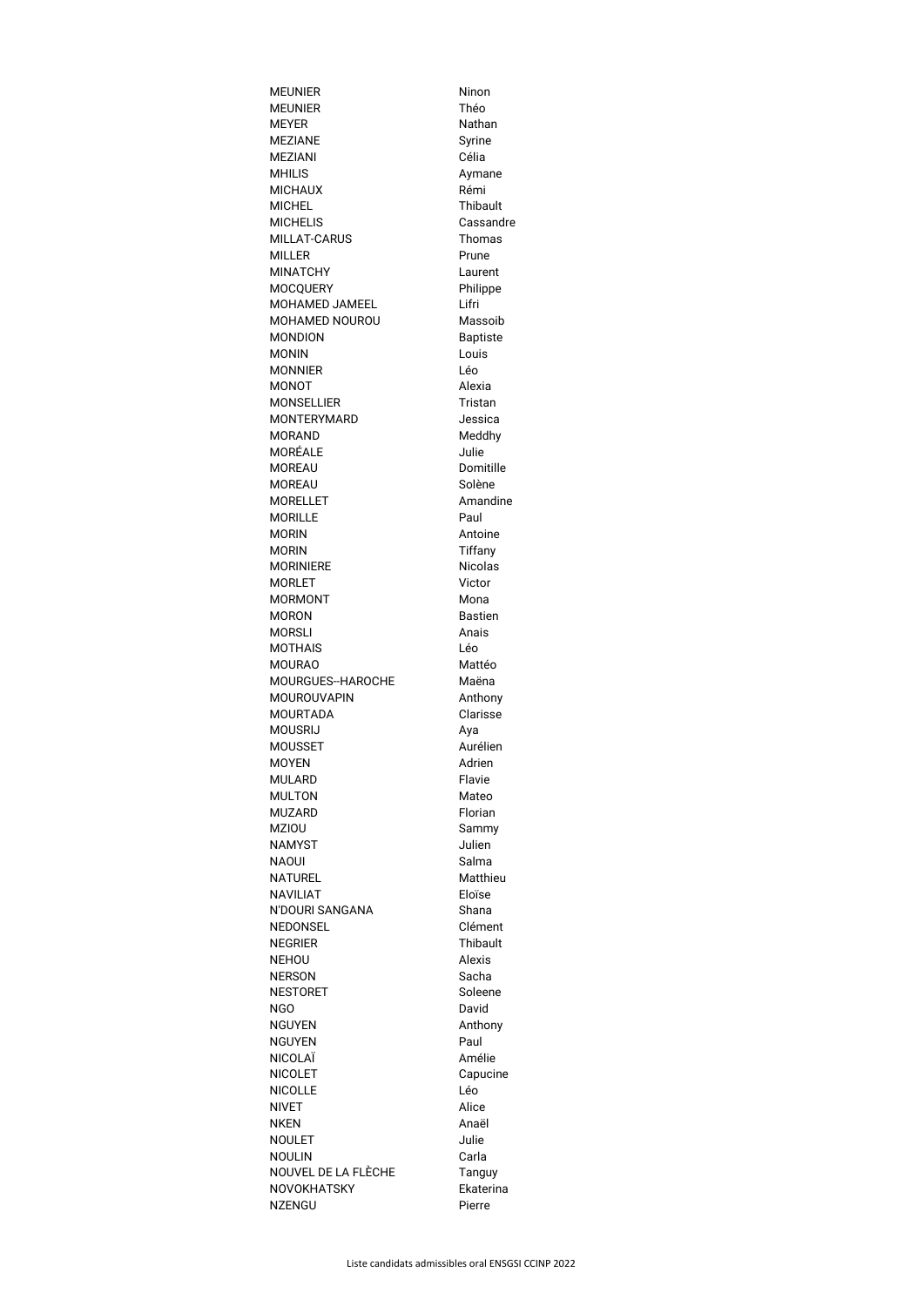| | |
|---|---|
| MEUNIER | Ninon |
| MEUNIER | Théo |
| MEYER | Nathan |
| MEZIANE | Syrine |
| MEZIANI | Célia |
| MHILIS | Aymane |
| MICHAUX | Rémi |
| MICHEL | Thibault |
| MICHELIS | Cassandre |
| MILLAT-CARUS | Thomas |
| MILLER | Prune |
| MINATCHY | Laurent |
| MOCQUERY | Philippe |
| MOHAMED JAMEEL | Lifri |
| MOHAMED NOUROU | Massoib |
| MONDION | Baptiste |
| MONIN | Louis |
| MONNIER | Léo |
| MONOT | Alexia |
| MONSELLIER | Tristan |
| MONTERYMARD | Jessica |
| MORAND | Meddhy |
| MORÉALE | Julie |
| MOREAU | Domitille |
| MOREAU | Solène |
| MORELLET | Amandine |
| MORILLE | Paul |
| MORIN | Antoine |
| MORIN | Tiffany |
| MORINIERE | Nicolas |
| MORLET | Victor |
| MORMONT | Mona |
| MORON | Bastien |
| MORSLI | Anais |
| MOTHAIS | Léo |
| MOURAO | Mattéo |
| MOURGUES--HAROCHE | Maëna |
| MOUROUVAPIN | Anthony |
| MOURTADA | Clarisse |
| MOUSRIJ | Aya |
| MOUSSET | Aurélien |
| MOYEN | Adrien |
| MULARD | Flavie |
| MULTON | Mateo |
| MUZARD | Florian |
| MZIOU | Sammy |
| NAMYST | Julien |
| NAOUI | Salma |
| NATUREL | Matthieu |
| NAVILIAT | Eloïse |
| N'DOURI SANGANA | Shana |
| NEDONSEL | Clément |
| NEGRIER | Thibault |
| NEHOU | Alexis |
| NERSON | Sacha |
| NESTORET | Soleene |
| NGO | David |
| NGUYEN | Anthony |
| NGUYEN | Paul |
| NICOLAÏ | Amélie |
| NICOLET | Capucine |
| NICOLLE | Léo |
| NIVET | Alice |
| NKEN | Anaël |
| NOULET | Julie |
| NOULIN | Carla |
| NOUVEL DE LA FLÈCHE | Tanguy |
| NOVOKHATSKY | Ekaterina |
| NZENGU | Pierre |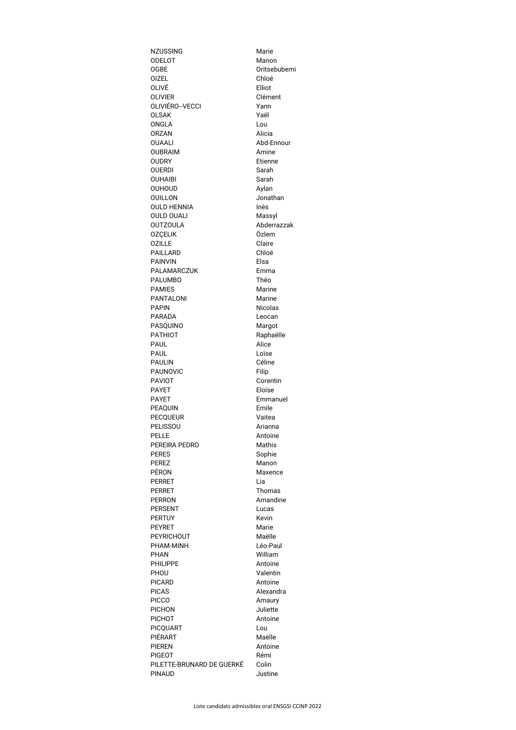| | |
|---|---|
| NZUSSING | Marie |
| ODELOT | Manon |
| OGBE | Oritsebubemi |
| OIZEL | Chloé |
| OLIVÉ | Elliot |
| OLIVIER | Clément |
| OLIVIÉRO--VECCI | Yann |
| OLSAK | Yaël |
| ONGLA | Lou |
| ORZAN | Alicia |
| OUAALI | Abd-Ennour |
| OUBRAIM | Amine |
| OUDRY | Etienne |
| OUERDI | Sarah |
| OUHAIBI | Sarah |
| OUHOUD | Aylan |
| OUILLON | Jonathan |
| OULD HENNIA | Inès |
| OULD OUALI | Massyl |
| OUTZOULA | Abderrazzak |
| OZÇELIK | Özlem |
| OZILLE | Claire |
| PAILLARD | Chloé |
| PAINVIN | Elsa |
| PALAMARCZUK | Emma |
| PALUMBO | Thëo |
| PAMIES | Marine |
| PANTALONI | Marine |
| PAPIN | Nicolas |
| PARADA | Leocan |
| PASQUINO | Margot |
| PATHIOT | Raphaëlle |
| PAUL | Alice |
| PAUL | Loïse |
| PAULIN | Céline |
| PAUNOVIC | Filip |
| PAVIOT | Corentin |
| PAYET | Eloïse |
| PAYET | Emmanuel |
| PEAQUIN | Emile |
| PECQUEUR | Vaitea |
| PELISSOU | Arianna |
| PELLE | Antoine |
| PEREIRA PEDRO | Mathis |
| PERES | Sophie |
| PEREZ | Manon |
| PÉRON | Maxence |
| PERRET | Lia |
| PERRET | Thomas |
| PERRON | Amandine |
| PERSENT | Lucas |
| PERTUY | Kevin |
| PEYRET | Marie |
| PEYRICHOUT | Maëlle |
| PHAM-MINH | Léo-Paul |
| PHAN | William |
| PHILIPPE | Antoine |
| PHOU | Valentin |
| PICARD | Antoine |
| PICAS | Alexandra |
| PICCO | Amaury |
| PICHON | Juliette |
| PICHOT | Antoine |
| PICQUART | Lou |
| PIÉRART | Maëlle |
| PIEREN | Antoine |
| PIGEOT | Rémi |
| PILETTE-BRUNARD DE GUERKÉ | Colin |
| PINAUD | Justine |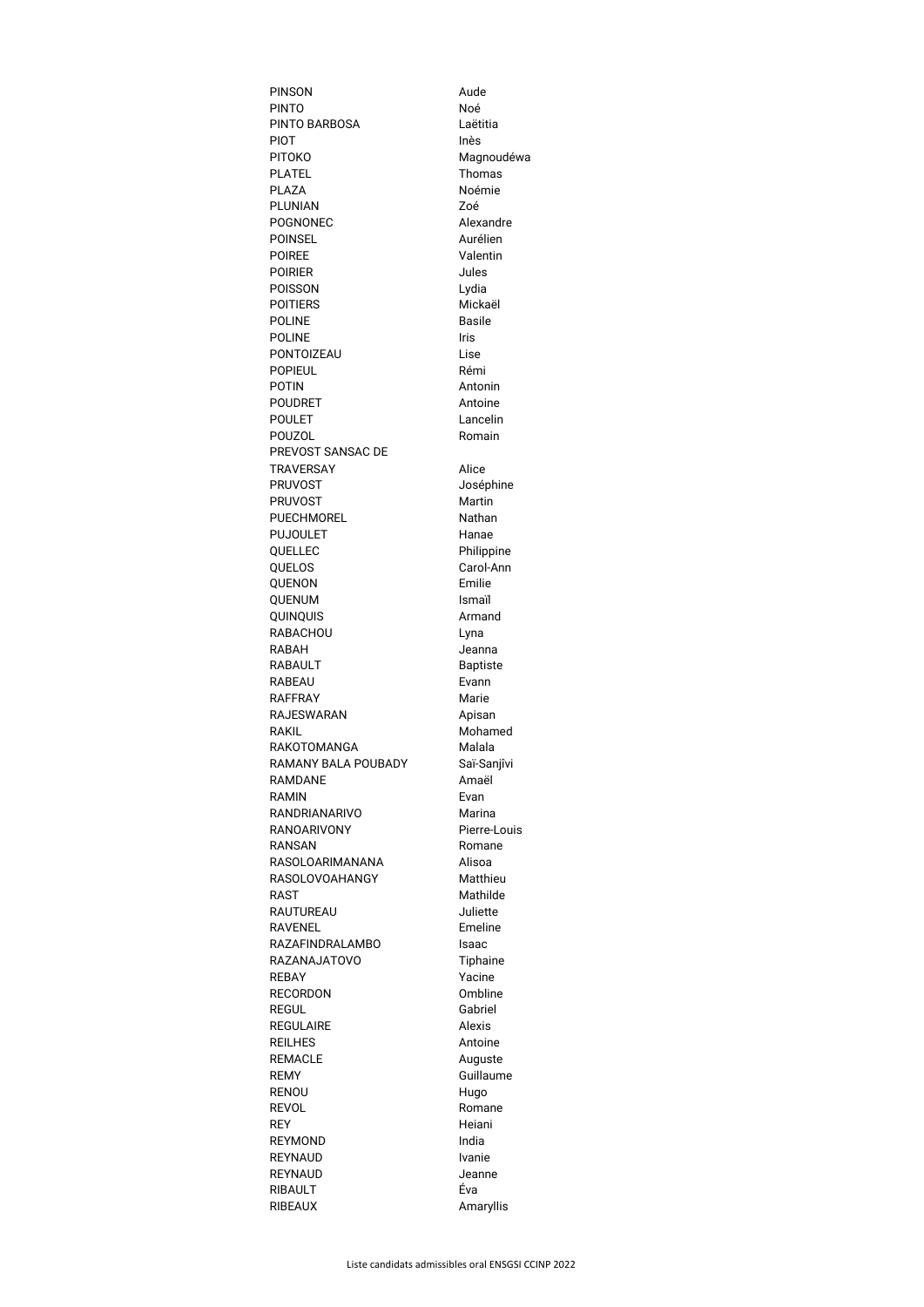| | |
|---|---|
| PINSON | Aude |
| PINTO | Noé |
| PINTO BARBOSA | Laëtitia |
| PIOT | Inès |
| PITOKO | Magnoudéwa |
| PLATEL | Thomas |
| PLAZA | Noémie |
| PLUNIAN | Zoé |
| POGNONEC | Alexandre |
| POINSEL | Aurélien |
| POIREE | Valentin |
| POIRIER | Jules |
| POISSON | Lydia |
| POITIERS | Mickaël |
| POLINE | Basile |
| POLINE | Iris |
| PONTOIZEAU | Lise |
| POPIEUL | Rémi |
| POTIN | Antonin |
| POUDRET | Antoine |
| POULET | Lancelin |
| POUZOL | Romain |
| PREVOST SANSAC DE TRAVERSAY | Alice |
| PRUVOST | Joséphine |
| PRUVOST | Martin |
| PUECHMOREL | Nathan |
| PUJOULET | Hanae |
| QUELLEC | Philippine |
| QUELOS | Carol-Ann |
| QUENON | Emilie |
| QUENUM | Ismaïl |
| QUINQUIS | Armand |
| RABACHOU | Lyna |
| RABAH | Jeanna |
| RABAULT | Baptiste |
| RABEAU | Evann |
| RAFFRAY | Marie |
| RAJESWARAN | Apisan |
| RAKIL | Mohamed |
| RAKOTOMANGA | Malala |
| RAMANY BALA POUBADY | Saï-Sanjîvi |
| RAMDANE | Amaël |
| RAMIN | Evan |
| RANDRIANARIVO | Marina |
| RANOARIVONY | Pierre-Louis |
| RANSAN | Romane |
| RASOLOARIMANANA | Alisoa |
| RASOLOVOAHANGY | Matthieu |
| RAST | Mathilde |
| RAUTUREAU | Juliette |
| RAVENEL | Emeline |
| RAZAFINDRALAMBO | Isaac |
| RAZANAJATOVO | Tiphaine |
| REBAY | Yacine |
| RECORDON | Ombline |
| REGUL | Gabriel |
| REGULAIRE | Alexis |
| REILHES | Antoine |
| REMACLE | Auguste |
| REMY | Guillaume |
| RENOU | Hugo |
| REVOL | Romane |
| REY | Heiani |
| REYMOND | India |
| REYNAUD | Ivanie |
| REYNAUD | Jeanne |
| RIBAULT | Éva |
| RIBEAUX | Amaryllis |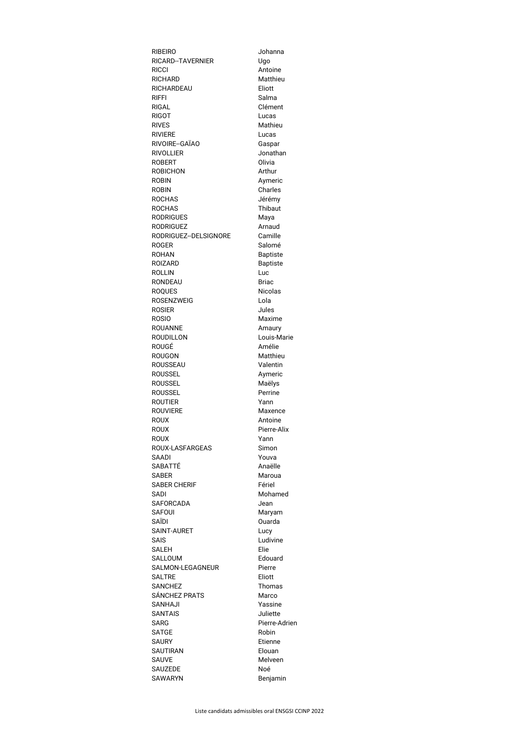| | |
|---|---|
| RIBEIRO | Johanna |
| RICARD--TAVERNIER | Ugo |
| RICCI | Antoine |
| RICHARD | Matthieu |
| RICHARDEAU | Eliott |
| RIFFI | Salma |
| RIGAL | Clément |
| RIGOT | Lucas |
| RIVES | Mathieu |
| RIVIERE | Lucas |
| RIVOIRE--GAÏAO | Gaspar |
| RIVOLLIER | Jonathan |
| ROBERT | Olivia |
| ROBICHON | Arthur |
| ROBIN | Aymeric |
| ROBIN | Charles |
| ROCHAS | Jérémy |
| ROCHAS | Thibaut |
| RODRIGUES | Maya |
| RODRIGUEZ | Arnaud |
| RODRIGUEZ--DELSIGNORE | Camille |
| ROGER | Salomé |
| ROHAN | Baptiste |
| ROIZARD | Baptiste |
| ROLLIN | Luc |
| RONDEAU | Briac |
| ROQUES | Nicolas |
| ROSENZWEIG | Lola |
| ROSIER | Jules |
| ROSIO | Maxime |
| ROUANNE | Amaury |
| ROUDILLON | Louis-Marie |
| ROUGÉ | Amélie |
| ROUGON | Matthieu |
| ROUSSEAU | Valentin |
| ROUSSEL | Aymeric |
| ROUSSEL | Maëlys |
| ROUSSEL | Perrine |
| ROUTIER | Yann |
| ROUVIERE | Maxence |
| ROUX | Antoine |
| ROUX | Pierre-Alix |
| ROUX | Yann |
| ROUX-LASFARGEAS | Simon |
| SAADI | Youva |
| SABATTÉ | Anaëlle |
| SABER | Maroua |
| SABER CHERIF | Fériel |
| SADI | Mohamed |
| SAFORCADA | Jean |
| SAFOUI | Maryam |
| SAÏDI | Ouarda |
| SAINT-AURET | Lucy |
| SAIS | Ludivine |
| SALEH | Elie |
| SALLOUM | Edouard |
| SALMON-LEGAGNEUR | Pierre |
| SALTRE | Eliott |
| SANCHEZ | Thomas |
| SÁNCHEZ PRATS | Marco |
| SANHAJI | Yassine |
| SANTAIS | Juliette |
| SARG | Pierre-Adrien |
| SATGE | Robin |
| SAURY | Etienne |
| SAUTIRAN | Elouan |
| SAUVE | Melveen |
| SAUZEDE | Noé |
| SAWARYN | Benjamin |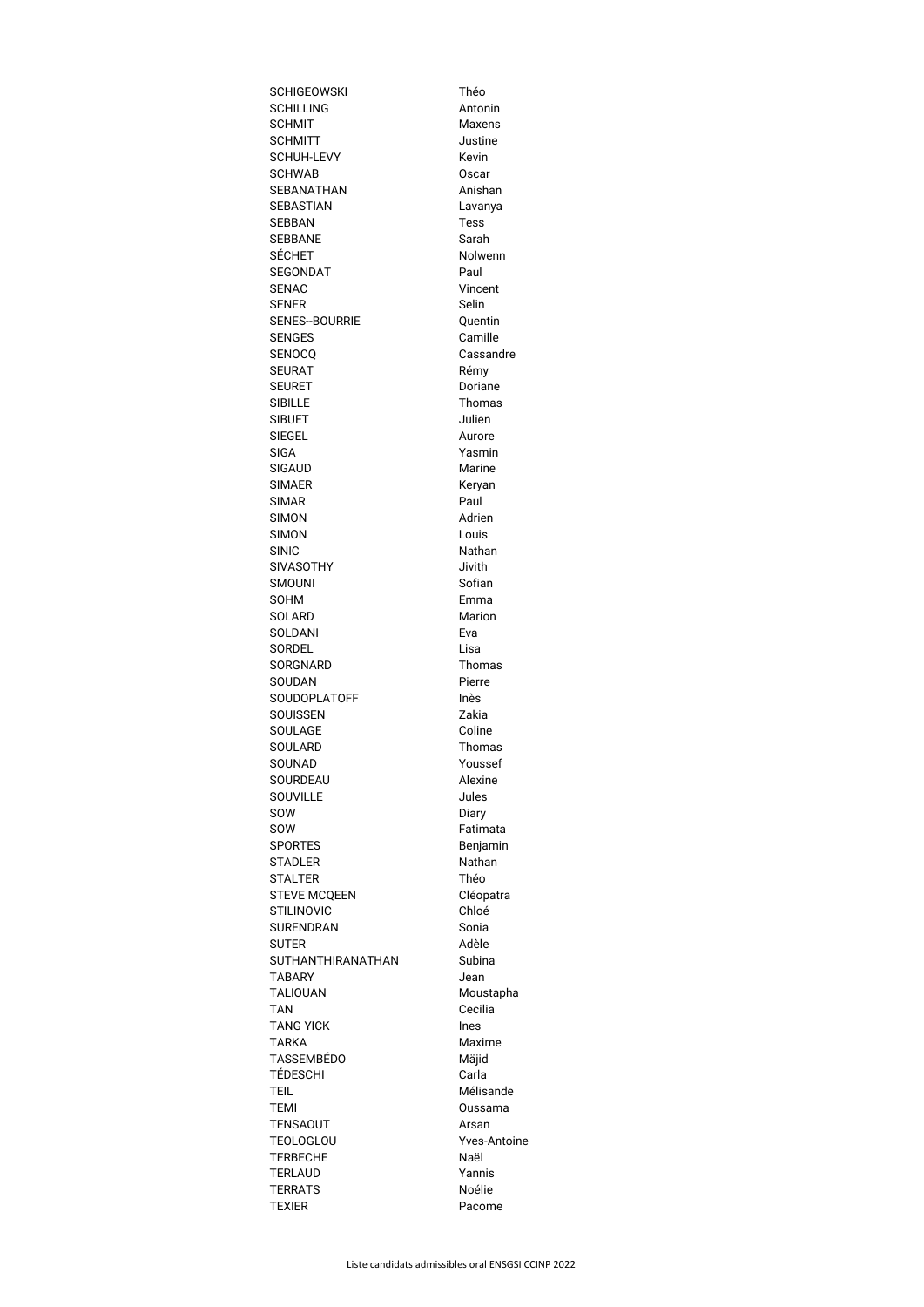| | |
|---|---|
| SCHIGEOWSKI | Théo |
| SCHILLING | Antonin |
| SCHMIT | Maxens |
| SCHMITT | Justine |
| SCHUH-LEVY | Kevin |
| SCHWAB | Oscar |
| SEBANATHAN | Anishan |
| SEBASTIAN | Lavanya |
| SEBBAN | Tess |
| SEBBANE | Sarah |
| SÉCHET | Nolwenn |
| SEGONDAT | Paul |
| SENAC | Vincent |
| SENER | Selin |
| SENES--BOURRIE | Quentin |
| SENGES | Camille |
| SENOCQ | Cassandre |
| SEURAT | Rémy |
| SEURET | Doriane |
| SIBILLE | Thomas |
| SIBUET | Julien |
| SIEGEL | Aurore |
| SIGA | Yasmin |
| SIGAUD | Marine |
| SIMAER | Keryan |
| SIMAR | Paul |
| SIMON | Adrien |
| SIMON | Louis |
| SINIC | Nathan |
| SIVASOTHY | Jivith |
| SMOUNI | Sofian |
| SOHM | Emma |
| SOLARD | Marion |
| SOLDANI | Eva |
| SORDEL | Lisa |
| SORGNARD | Thomas |
| SOUDAN | Pierre |
| SOUDOPLATOFF | Inès |
| SOUISSEN | Zakia |
| SOULAGE | Coline |
| SOULARD | Thomas |
| SOUNAD | Youssef |
| SOURDEAU | Alexine |
| SOUVILLE | Jules |
| SOW | Diary |
| SOW | Fatimata |
| SPORTES | Benjamin |
| STADLER | Nathan |
| STALTER | Théo |
| STEVE MCQEEN | Cléopatra |
| STILINOVIC | Chloé |
| SURENDRAN | Sonia |
| SUTER | Adèle |
| SUTHANTHIRANATHAN | Subina |
| TABARY | Jean |
| TALIOUAN | Moustapha |
| TAN | Cecilia |
| TANG YICK | Ines |
| TARKA | Maxime |
| TASSEMBÉDO | Mäjid |
| TÉDESCHI | Carla |
| TEIL | Mélisande |
| TEMI | Oussama |
| TENSAOUT | Arsan |
| TEOLOGLOU | Yves-Antoine |
| TERBECHE | Naël |
| TERLAUD | Yannis |
| TERRATS | Noélie |
| TEXIER | Pacome |

Liste candidats admissibles oral ENSGSI CCINP 2022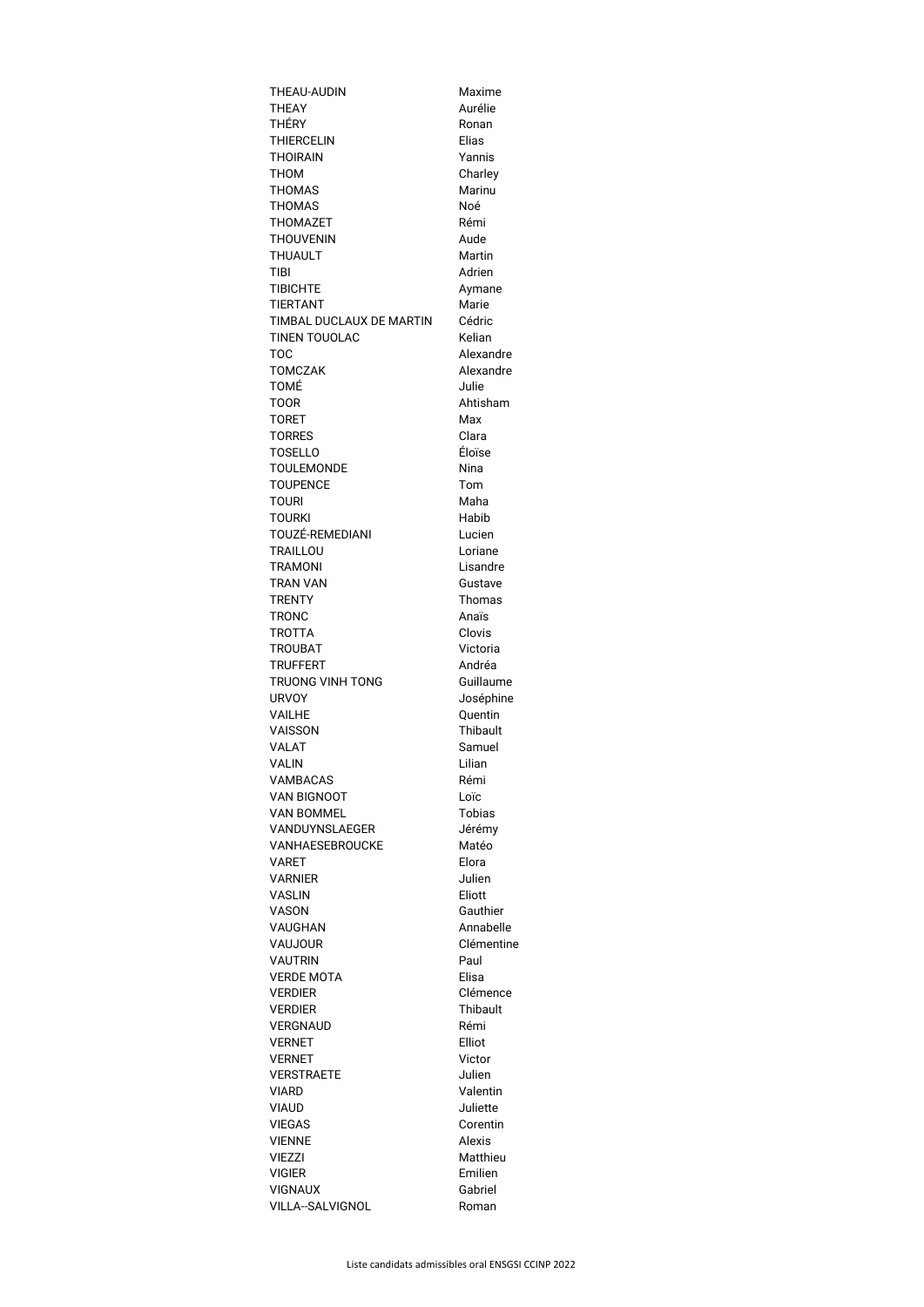| | |
|---|---|
| THEAU-AUDIN | Maxime |
| THEAY | Aurélie |
| THÉRY | Ronan |
| THIERCELIN | Elias |
| THOIRAIN | Yannis |
| THOM | Charley |
| THOMAS | Marinu |
| THOMAS | Noé |
| THOMAZET | Rémi |
| THOUVENIN | Aude |
| THUAULT | Martin |
| TIBI | Adrien |
| TIBICHTE | Aymane |
| TIERTANT | Marie |
| TIMBAL DUCLAUX DE MARTIN | Cédric |
| TINEN TOUOLAC | Kelian |
| TOC | Alexandre |
| TOMCZAK | Alexandre |
| TOMÉ | Julie |
| TOOR | Ahtisham |
| TORET | Max |
| TORRES | Clara |
| TOSELLO | Éloïse |
| TOULEMONDE | Nina |
| TOUPENCE | Tom |
| TOURI | Maha |
| TOURKI | Habib |
| TOUZÉ-REMEDIANI | Lucien |
| TRAILLOU | Loriane |
| TRAMONI | Lisandre |
| TRAN VAN | Gustave |
| TRENTY | Thomas |
| TRONC | Anaïs |
| TROTTA | Clovis |
| TROUBAT | Victoria |
| TRUFFERT | Andréa |
| TRUONG VINH TONG | Guillaume |
| URVOY | Joséphine |
| VAILHE | Quentin |
| VAISSON | Thibault |
| VALAT | Samuel |
| VALIN | Lilian |
| VAMBACAS | Rémi |
| VAN BIGNOOT | Loïc |
| VAN BOMMEL | Tobias |
| VANDUYNSLAEGER | Jérémy |
| VANHAESEBROUCKE | Matéo |
| VARET | Elora |
| VARNIER | Julien |
| VASLIN | Eliott |
| VASON | Gauthier |
| VAUGHAN | Annabelle |
| VAUJOUR | Clémentine |
| VAUTRIN | Paul |
| VERDE MOTA | Elisa |
| VERDIER | Clémence |
| VERDIER | Thibault |
| VERGNAUD | Rémi |
| VERNET | Elliot |
| VERNET | Victor |
| VERSTRAETE | Julien |
| VIARD | Valentin |
| VIAUD | Juliette |
| VIEGAS | Corentin |
| VIENNE | Alexis |
| VIEZZI | Matthieu |
| VIGIER | Emilien |
| VIGNAUX | Gabriel |
| VILLA--SALVIGNOL | Roman |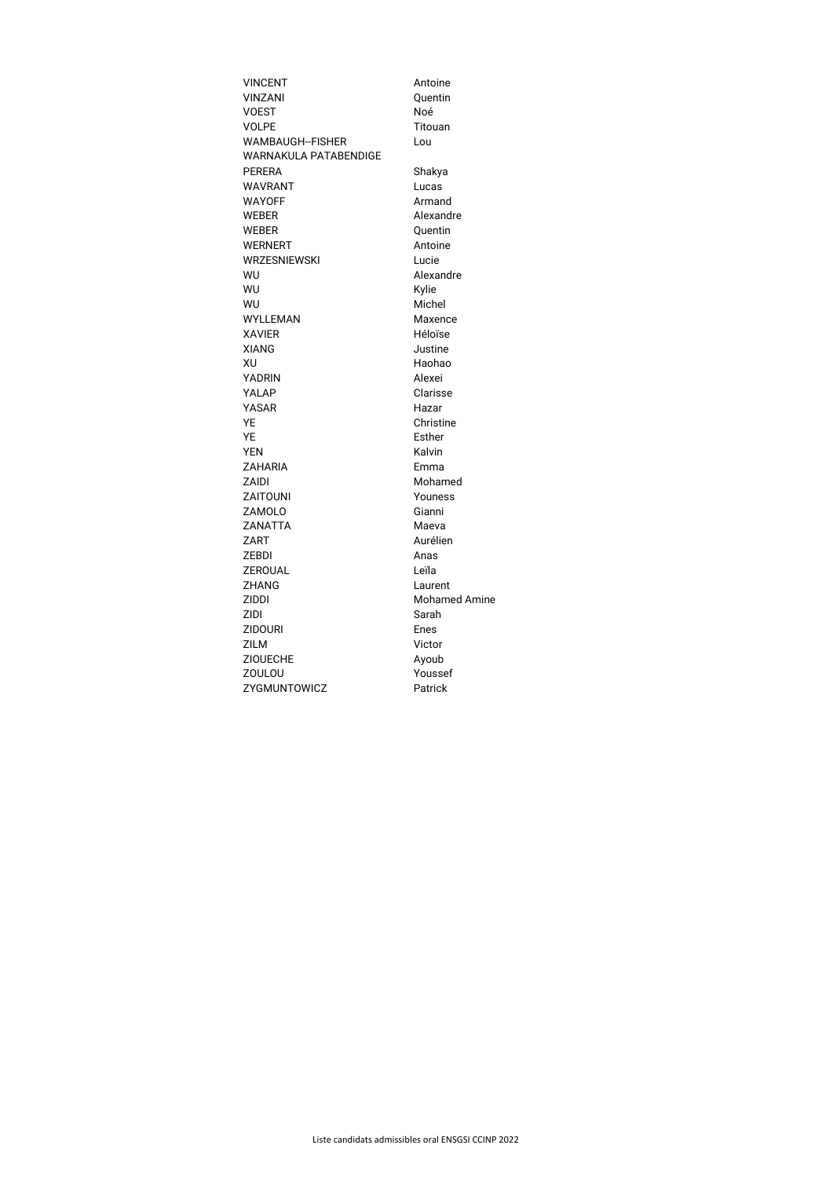| | |
|---|---|
| VINCENT | Antoine |
| VINZANI | Quentin |
| VOEST | Noé |
| VOLPE | Titouan |
| WAMBAUGH--FISHER | Lou |
| WARNAKULA PATABENDIGE PERERA | Shakya |
| WAVRANT | Lucas |
| WAYOFF | Armand |
| WEBER | Alexandre |
| WEBER | Quentin |
| WERNERT | Antoine |
| WRZESNIEWSKI | Lucie |
| WU | Alexandre |
| WU | Kylie |
| WU | Michel |
| WYLLEMAN | Maxence |
| XAVIER | Héloïse |
| XIANG | Justine |
| XU | Haohao |
| YADRIN | Alexei |
| YALAP | Clarisse |
| YASAR | Hazar |
| YE | Christine |
| YE | Esther |
| YEN | Kalvin |
| ZAHARIA | Emma |
| ZAIDI | Mohamed |
| ZAITOUNI | Youness |
| ZAMOLO | Gianni |
| ZANATTA | Maeva |
| ZART | Aurélien |
| ZEBDI | Anas |
| ZEROUAL | Leïla |
| ZHANG | Laurent |
| ZIDDI | Mohamed Amine |
| ZIDI | Sarah |
| ZIDOURI | Enes |
| ZILM | Victor |
| ZIOUECHE | Ayoub |
| ZOULOU | Youssef |
| ZYGMUNTOWICZ | Patrick |